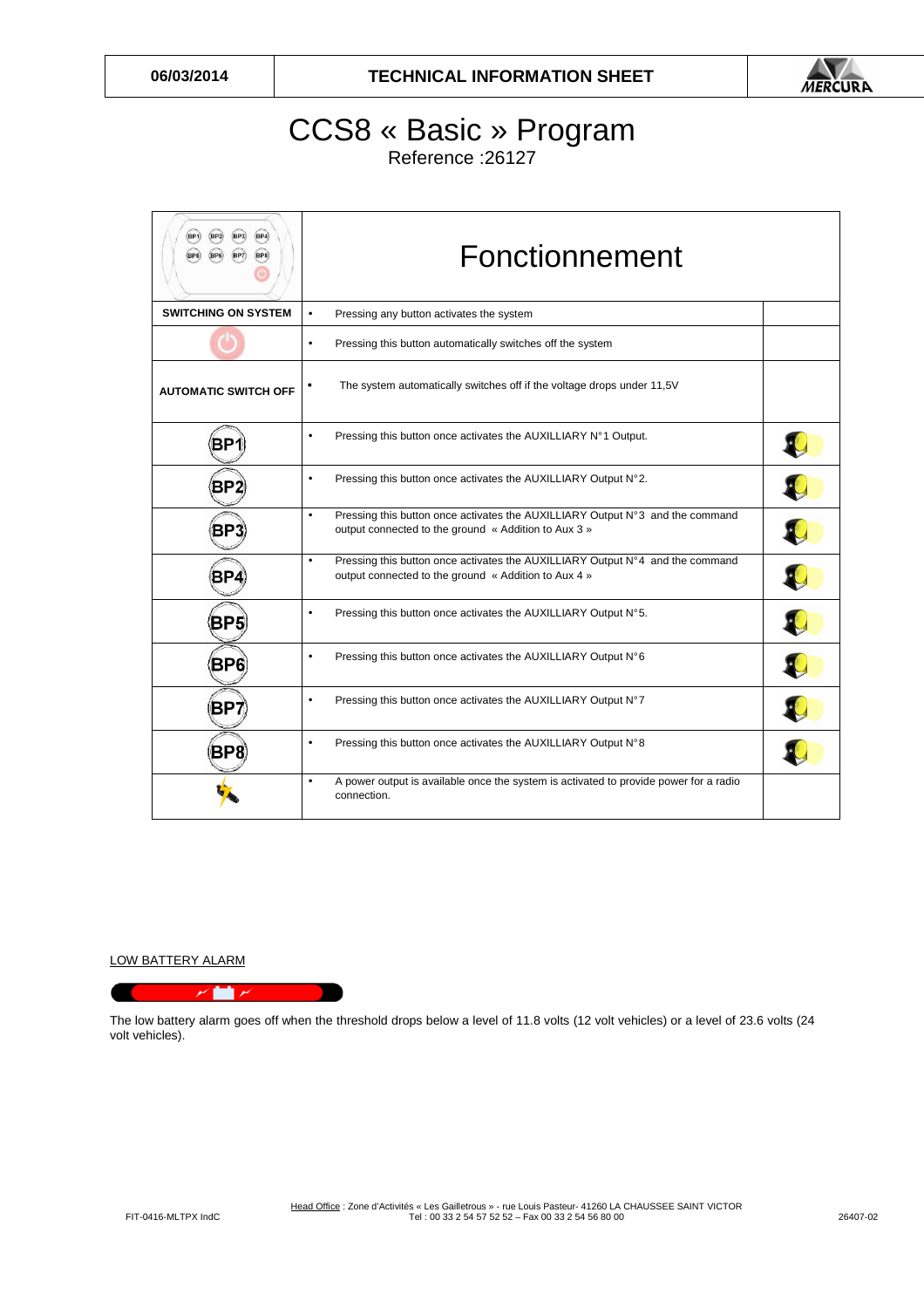| 06/03/2014 | TECHNICAL INFORMATION SHEET | MERCURA |
|---|---|---|

# CCS8 « Basic » Program

Reference :26127

| | Fonctionnement | |
|---|---|---|
| SWITCHING ON SYSTEM | • Pressing any button activates the system | |
| | • Pressing this button automatically switches off the system | |
| AUTOMATIC SWITCH OFF | ▪ The system automatically switches off if the voltage drops under 11,5V | |
| BP1 | • Pressing this button once activates the AUXILLIARY N°1 Output. | |
| BP2 | • Pressing this button once activates the AUXILLIARY Output N°2. | |
| BP3 | • Pressing this button once activates the AUXILLIARY Output N°3 and the command output connected to the ground « Addition to Aux 3 » | |
| BP4 | • Pressing this button once activates the AUXILLIARY Output N°4 and the command output connected to the ground « Addition to Aux 4 » | |
| BP5 | • Pressing this button once activates the AUXILLIARY Output N°5. | |
| BP6 | • Pressing this button once activates the AUXILLIARY Output N°6 | |
| BP7 | • Pressing this button once activates the AUXILLIARY Output N°7 | |
| BP8 | • Pressing this button once activates the AUXILLIARY Output N°8 | |
| | • A power output is available once the system is activated to provide power for a radio connection. | |

LOW BATTERY ALARM

The low battery alarm goes off when the threshold drops below a level of 11.8 volts (12 volt vehicles) or a level of 23.6 volts (24 volt vehicles).

FIT-0416-MLTPX IndC

Head Office : Zone d'Activités « Les Gailletrous » - rue Louis Pasteur- 41260 LA CHAUSSEE SAINT VICTOR
Tel : 00 33 2 54 57 52 52 – Fax 00 33 2 54 56 80 00

26407-02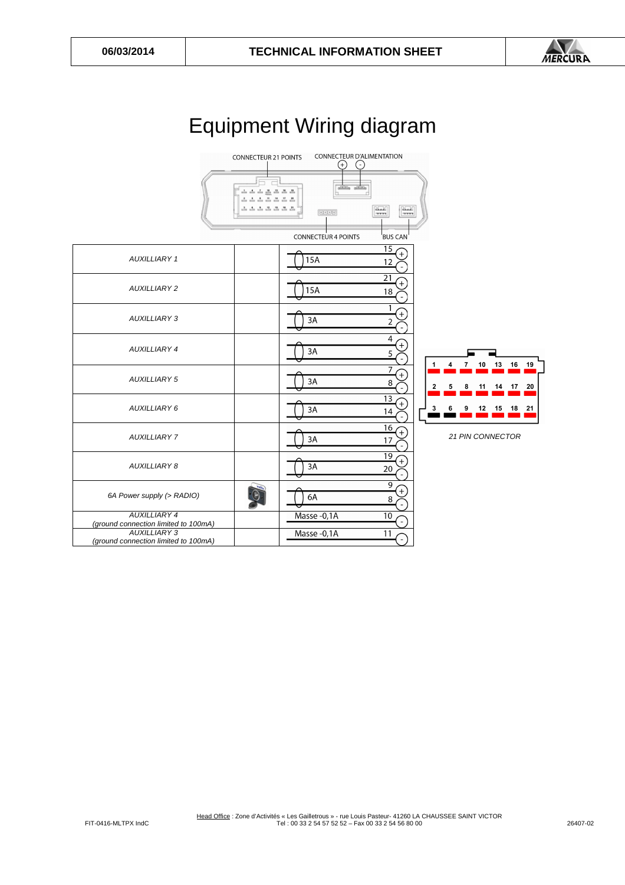# Equipment Wiring diagram

CONNECTEUR 21 POINTS

CONNECTEUR D'ALIMENTATION

CONNECTEUR 4 POINTS

BUS CAN

| | | | |
|---|---|---|---|
| *AUXILLIARY 1* | | 15A | 15 (+) / 12 (-) |
| *AUXILLIARY 2* | | 15A | 21 (+) / 18 (-) |
| *AUXILLIARY 3* | | 3A | 1 (+) / 2 (-) |
| *AUXILLIARY 4* | | 3A | 4 (+) / 5 (-) |
| *AUXILLIARY 5* | | 3A | 7 (+) / 8 (-) |
| *AUXILLIARY 6* | | 3A | 13 (+) / 14 (-) |
| *AUXILLIARY 7* | | 3A | 16 (+) / 17 (-) |
| *AUXILLIARY 8* | | 3A | 19 (+) / 20 (-) |
| *6A Power supply (> RADIO)* | | 6A | 9 (+) / 8 (-) |
| *AUXILLIARY 4 (ground connection limited to 100mA)* | | Masse -0,1A | 10 (-) |
| *AUXILLIARY 3 (ground connection limited to 100mA)* | | Masse -0,1A | 11 (-) |

1 4 7 10 13 16 19

2 5 8 11 14 17 20

3 6 9 12 15 18 21

*21 PIN CONNECTOR*